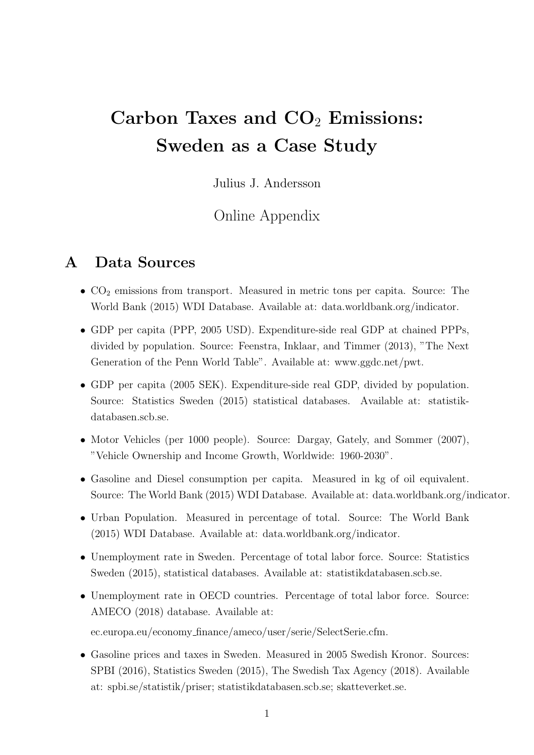# Carbon Taxes and $CO_2$ Emissions: Sweden as a Case Study

Julius J. Andersson

Online Appendix

## A Data Sources

- $CO_2$ emissions from transport. Measured in metric tons per capita. Source: The World Bank (2015) WDI Database. Available at: data.worldbank.org/indicator.
- GDP per capita (PPP, 2005 USD). Expenditure-side real GDP at chained PPPs, divided by population. Source: Feenstra, Inklaar, and Timmer (2013), "The Next Generation of the Penn World Table". Available at: www.ggdc.net/pwt.
- GDP per capita (2005 SEK). Expenditure-side real GDP, divided by population. Source: Statistics Sweden (2015) statistical databases. Available at: statistikdatabasen.scb.se.
- Motor Vehicles (per 1000 people). Source: Dargay, Gately, and Sommer (2007), "Vehicle Ownership and Income Growth, Worldwide: 1960-2030".
- Gasoline and Diesel consumption per capita. Measured in kg of oil equivalent. Source: The World Bank (2015) WDI Database. Available at: data.worldbank.org/indicator.
- Urban Population. Measured in percentage of total. Source: The World Bank (2015) WDI Database. Available at: data.worldbank.org/indicator.
- Unemployment rate in Sweden. Percentage of total labor force. Source: Statistics Sweden (2015), statistical databases. Available at: statistikdatabasen.scb.se.
- Unemployment rate in OECD countries. Percentage of total labor force. Source: AMECO (2018) database. Available at:

  ec.europa.eu/economy_finance/ameco/user/serie/SelectSerie.cfm.
- Gasoline prices and taxes in Sweden. Measured in 2005 Swedish Kronor. Sources: SPBI (2016), Statistics Sweden (2015), The Swedish Tax Agency (2018). Available at: spbi.se/statistik/priser; statistikdatabasen.scb.se; skatteverket.se.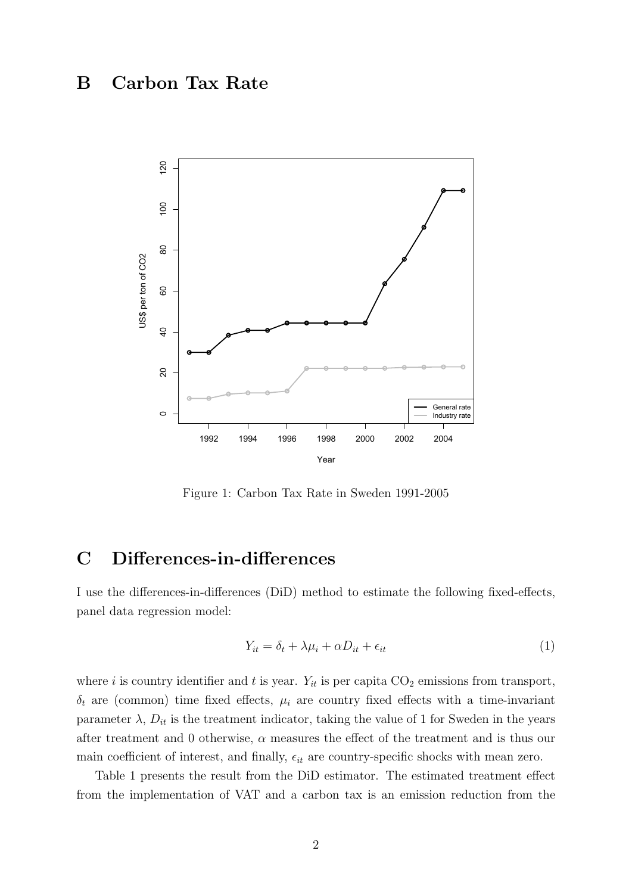## B Carbon Tax Rate

Figure 1: Carbon Tax Rate in Sweden 1991-2005

## C Differences-in-differences

I use the differences-in-differences (DiD) method to estimate the following fixed-effects, panel data regression model:

$$Y_{it} = \delta_t + \lambda\mu_i + \alpha D_{it} + \epsilon_{it} \tag{1}$$

where $i$ is country identifier and $t$ is year. $Y_{it}$ is per capita $CO_2$ emissions from transport, $\delta_t$ are (common) time fixed effects, $\mu_i$ are country fixed effects with a time-invariant parameter $\lambda$, $D_{it}$ is the treatment indicator, taking the value of 1 for Sweden in the years after treatment and 0 otherwise, $\alpha$ measures the effect of the treatment and is thus our main coefficient of interest, and finally, $\epsilon_{it}$ are country-specific shocks with mean zero.

Table 1 presents the result from the DiD estimator. The estimated treatment effect from the implementation of VAT and a carbon tax is an emission reduction from the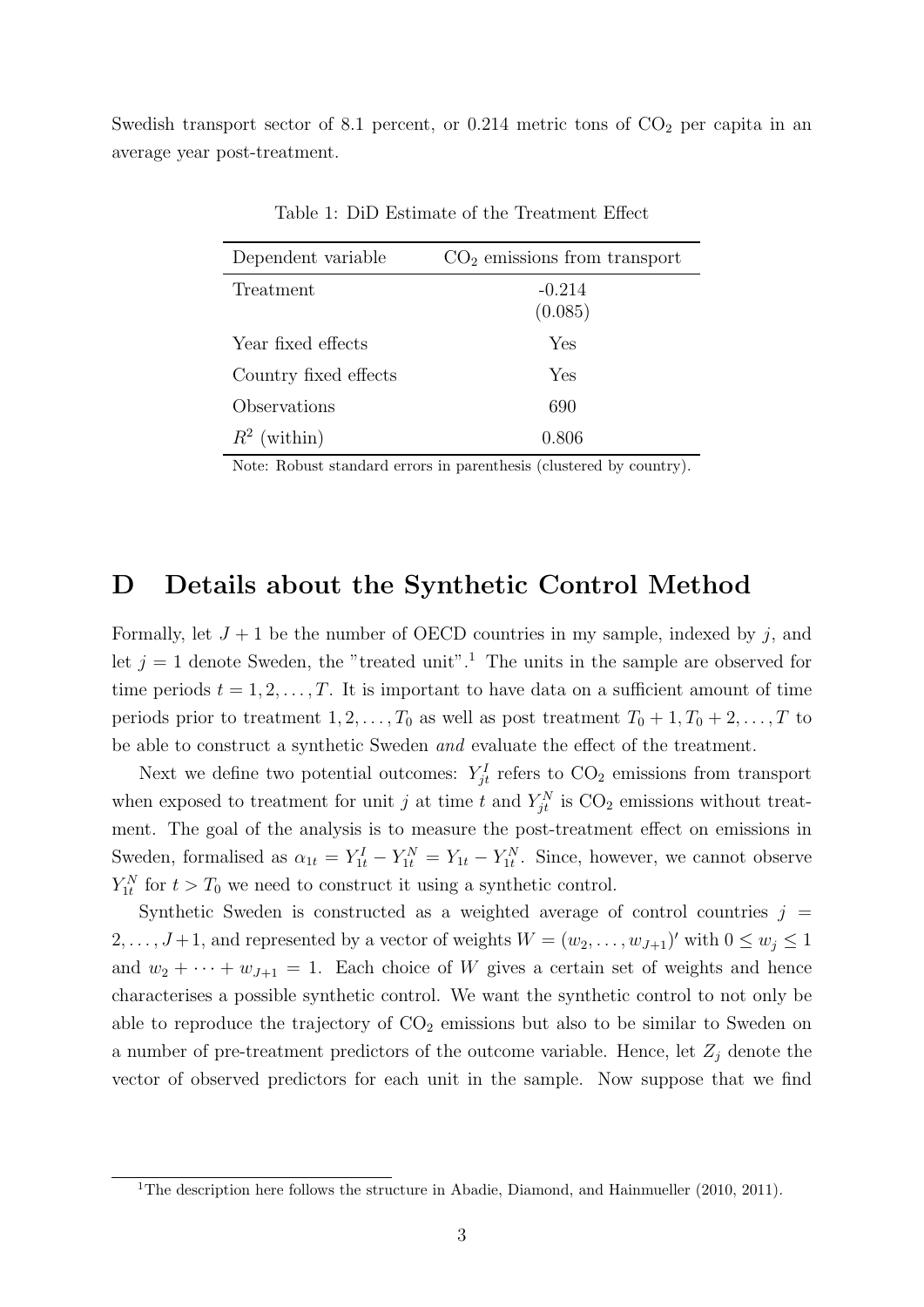Swedish transport sector of 8.1 percent, or 0.214 metric tons of $CO_2$ per capita in an average year post-treatment.

Table 1: DiD Estimate of the Treatment Effect

| Dependent variable | $CO_2$ emissions from transport |
|---|---|
| Treatment | -0.214 |
| | (0.085) |
| Year fixed effects | Yes |
| Country fixed effects | Yes |
| Observations | 690 |
| $R^2$ (within) | 0.806 |

Note: Robust standard errors in parenthesis (clustered by country).

# D Details about the Synthetic Control Method

Formally, let $J + 1$ be the number of OECD countries in my sample, indexed by $j$, and let $j = 1$ denote Sweden, the "treated unit".[1] The units in the sample are observed for time periods $t = 1, 2, \ldots, T$. It is important to have data on a sufficient amount of time periods prior to treatment $1, 2, \ldots, T_0$ as well as post treatment $T_0 + 1, T_0 + 2, \ldots, T$ to be able to construct a synthetic Sweden *and* evaluate the effect of the treatment.

Next we define two potential outcomes: $Y^I_{jt}$ refers to $CO_2$ emissions from transport when exposed to treatment for unit $j$ at time $t$ and $Y^N_{jt}$ is $CO_2$ emissions without treatment. The goal of the analysis is to measure the post-treatment effect on emissions in Sweden, formalised as $\alpha_{1t} = Y^I_{1t} - Y^N_{1t} = Y_{1t} - Y^N_{1t}$. Since, however, we cannot observe $Y^N_{1t}$ for $t > T_0$ we need to construct it using a synthetic control.

Synthetic Sweden is constructed as a weighted average of control countries $j = 2, \ldots, J+1$, and represented by a vector of weights $W = (w_2, \ldots, w_{J+1})'$ with $0 \leq w_j \leq 1$ and $w_2 + \cdots + w_{J+1} = 1$. Each choice of $W$ gives a certain set of weights and hence characterises a possible synthetic control. We want the synthetic control to not only be able to reproduce the trajectory of $CO_2$ emissions but also to be similar to Sweden on a number of pre-treatment predictors of the outcome variable. Hence, let $Z_j$ denote the vector of observed predictors for each unit in the sample. Now suppose that we find

[1] The description here follows the structure in Abadie, Diamond, and Hainmueller (2010, 2011).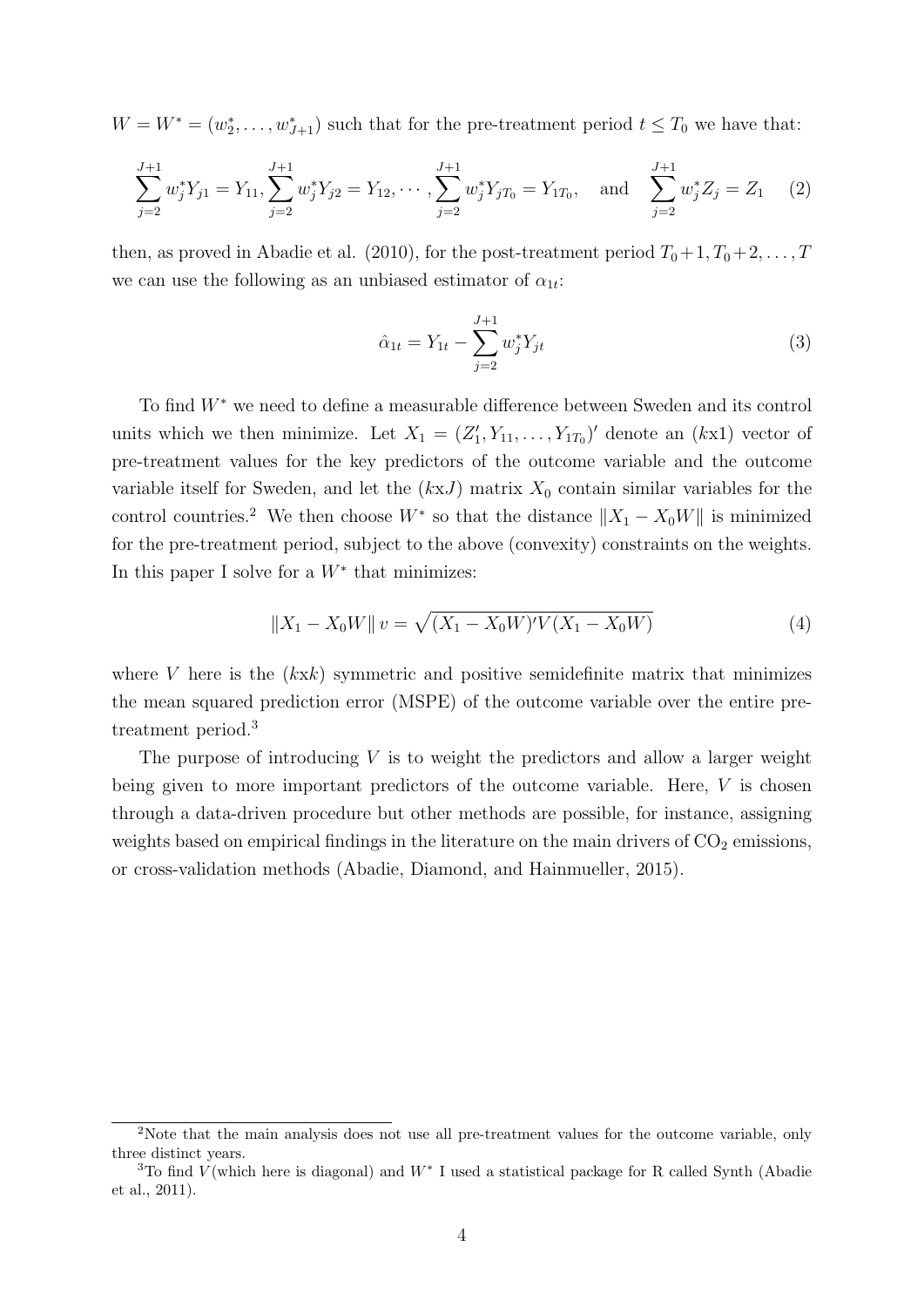$W = W^* = (w_2^*, \dots, w_{J+1}^*)$ such that for the pre-treatment period $t \leq T_0$ we have that:

$$\sum_{j=2}^{J+1} w_j^* Y_{j1} = Y_{11}, \sum_{j=2}^{J+1} w_j^* Y_{j2} = Y_{12}, \cdots, \sum_{j=2}^{J+1} w_j^* Y_{jT_0} = Y_{1T_0}, \quad \text{and} \quad \sum_{j=2}^{J+1} w_j^* Z_j = Z_1 \tag{2}$$

then, as proved in Abadie et al. (2010), for the post-treatment period $T_0+1, T_0+2, \dots, T$ we can use the following as an unbiased estimator of $\alpha_{1t}$:

$$\hat{\alpha}_{1t} = Y_{1t} - \sum_{j=2}^{J+1} w_j^* Y_{jt} \tag{3}$$

To find $W^*$ we need to define a measurable difference between Sweden and its control units which we then minimize. Let $X_1 = (Z_1', Y_{11}, \dots, Y_{1T_0})'$ denote an ($k$x1) vector of pre-treatment values for the key predictors of the outcome variable and the outcome variable itself for Sweden, and let the ($k$x$J$) matrix $X_0$ contain similar variables for the control countries.[2] We then choose $W^*$ so that the distance $\|X_1 - X_0W\|$ is minimized for the pre-treatment period, subject to the above (convexity) constraints on the weights. In this paper I solve for a $W^*$ that minimizes:

$$\|X_1 - X_0W\| \, v = \sqrt{(X_1 - X_0W)'V(X_1 - X_0W)} \tag{4}$$

where $V$ here is the ($k$x$k$) symmetric and positive semidefinite matrix that minimizes the mean squared prediction error (MSPE) of the outcome variable over the entire pre-treatment period.[3]

The purpose of introducing $V$ is to weight the predictors and allow a larger weight being given to more important predictors of the outcome variable. Here, $V$ is chosen through a data-driven procedure but other methods are possible, for instance, assigning weights based on empirical findings in the literature on the main drivers of $CO_2$ emissions, or cross-validation methods (Abadie, Diamond, and Hainmueller, 2015).

[2] Note that the main analysis does not use all pre-treatment values for the outcome variable, only three distinct years.

[3] To find $V$ (which here is diagonal) and $W^*$ I used a statistical package for R called Synth (Abadie et al., 2011).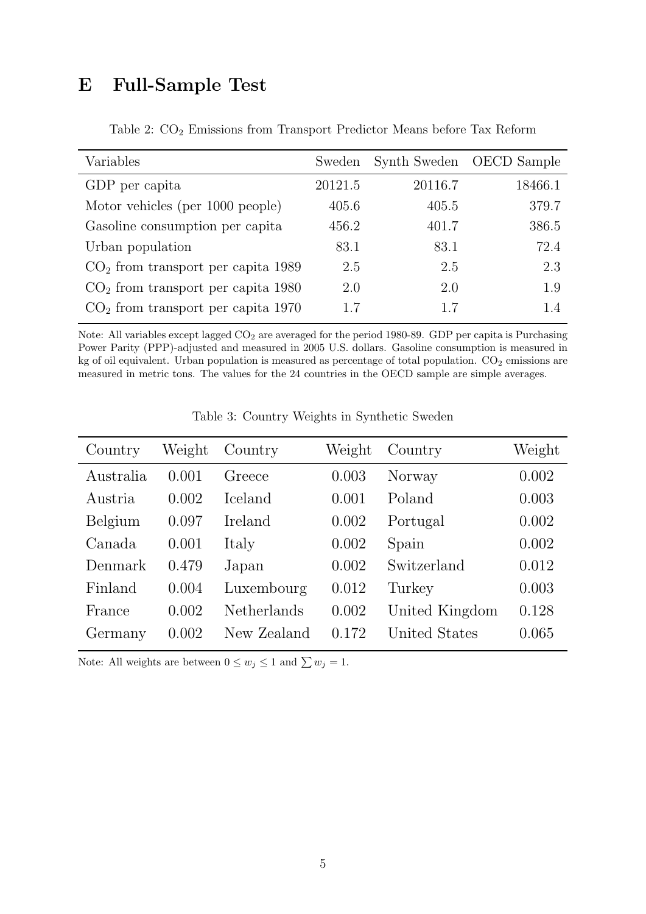# E Full-Sample Test

Table 2: $CO_2$ Emissions from Transport Predictor Means before Tax Reform

| Variables | Sweden | Synth Sweden | OECD Sample |
|---|---|---|---|
| GDP per capita | 20121.5 | 20116.7 | 18466.1 |
| Motor vehicles (per 1000 people) | 405.6 | 405.5 | 379.7 |
| Gasoline consumption per capita | 456.2 | 401.7 | 386.5 |
| Urban population | 83.1 | 83.1 | 72.4 |
| $CO_2$ from transport per capita 1989 | 2.5 | 2.5 | 2.3 |
| $CO_2$ from transport per capita 1980 | 2.0 | 2.0 | 1.9 |
| $CO_2$ from transport per capita 1970 | 1.7 | 1.7 | 1.4 |

Note: All variables except lagged $CO_2$ are averaged for the period 1980-89. GDP per capita is Purchasing Power Parity (PPP)-adjusted and measured in 2005 U.S. dollars. Gasoline consumption is measured in kg of oil equivalent. Urban population is measured as percentage of total population. $CO_2$ emissions are measured in metric tons. The values for the 24 countries in the OECD sample are simple averages.

Table 3: Country Weights in Synthetic Sweden

| Country | Weight | Country | Weight | Country | Weight |
|---|---|---|---|---|---|
| Australia | 0.001 | Greece | 0.003 | Norway | 0.002 |
| Austria | 0.002 | Iceland | 0.001 | Poland | 0.003 |
| Belgium | 0.097 | Ireland | 0.002 | Portugal | 0.002 |
| Canada | 0.001 | Italy | 0.002 | Spain | 0.002 |
| Denmark | 0.479 | Japan | 0.002 | Switzerland | 0.012 |
| Finland | 0.004 | Luxembourg | 0.012 | Turkey | 0.003 |
| France | 0.002 | Netherlands | 0.002 | United Kingdom | 0.128 |
| Germany | 0.002 | New Zealand | 0.172 | United States | 0.065 |

Note: All weights are between $0 \leq w_j \leq 1$ and $\sum w_j = 1$.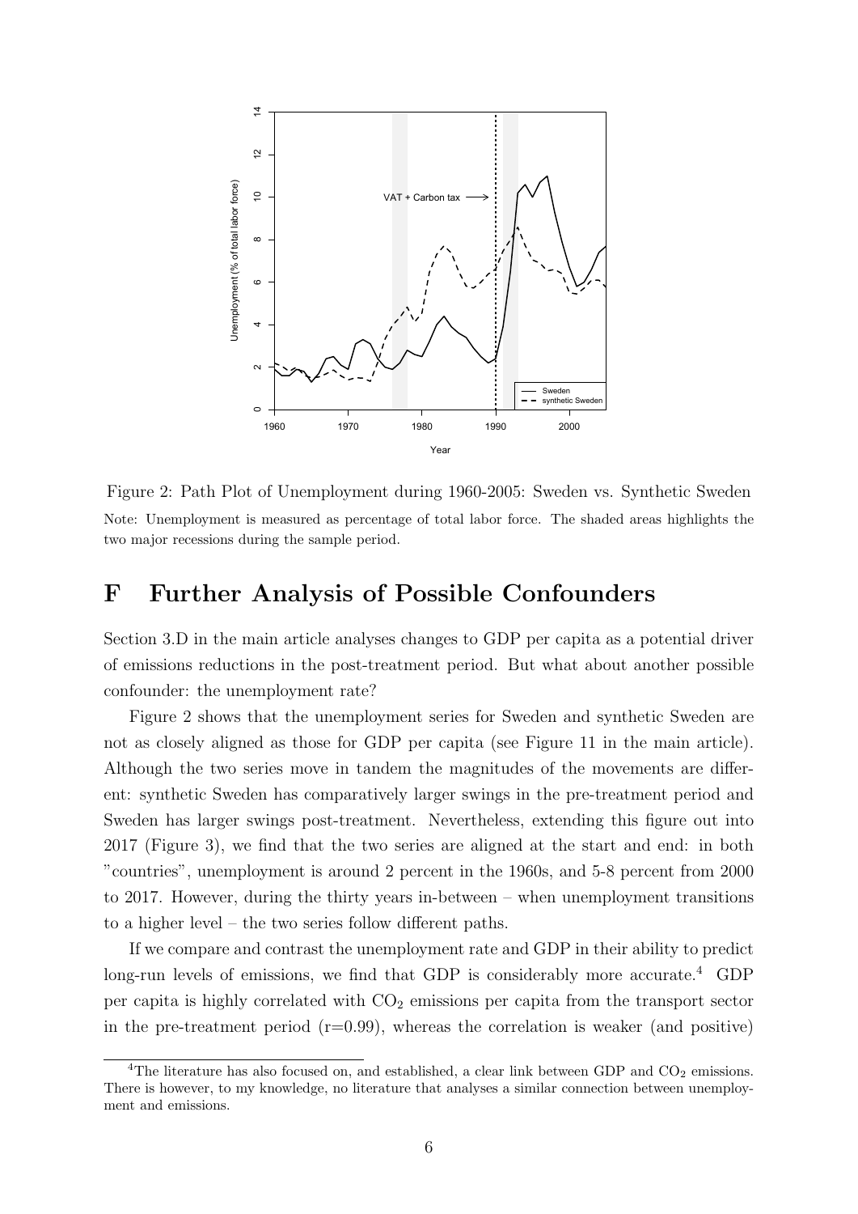Figure 2: Path Plot of Unemployment during 1960-2005: Sweden vs. Synthetic Sweden

Note: Unemployment is measured as percentage of total labor force. The shaded areas highlights the two major recessions during the sample period.

# F Further Analysis of Possible Confounders

Section 3.D in the main article analyses changes to GDP per capita as a potential driver of emissions reductions in the post-treatment period. But what about another possible confounder: the unemployment rate?

Figure 2 shows that the unemployment series for Sweden and synthetic Sweden are not as closely aligned as those for GDP per capita (see Figure 11 in the main article). Although the two series move in tandem the magnitudes of the movements are different: synthetic Sweden has comparatively larger swings in the pre-treatment period and Sweden has larger swings post-treatment. Nevertheless, extending this figure out into 2017 (Figure 3), we find that the two series are aligned at the start and end: in both "countries", unemployment is around 2 percent in the 1960s, and 5-8 percent from 2000 to 2017. However, during the thirty years in-between – when unemployment transitions to a higher level – the two series follow different paths.

If we compare and contrast the unemployment rate and GDP in their ability to predict long-run levels of emissions, we find that GDP is considerably more accurate.[4] GDP per capita is highly correlated with $CO_2$ emissions per capita from the transport sector in the pre-treatment period ($r=0.99$), whereas the correlation is weaker (and positive)

[4] The literature has also focused on, and established, a clear link between GDP and $CO_2$ emissions. There is however, to my knowledge, no literature that analyses a similar connection between unemployment and emissions.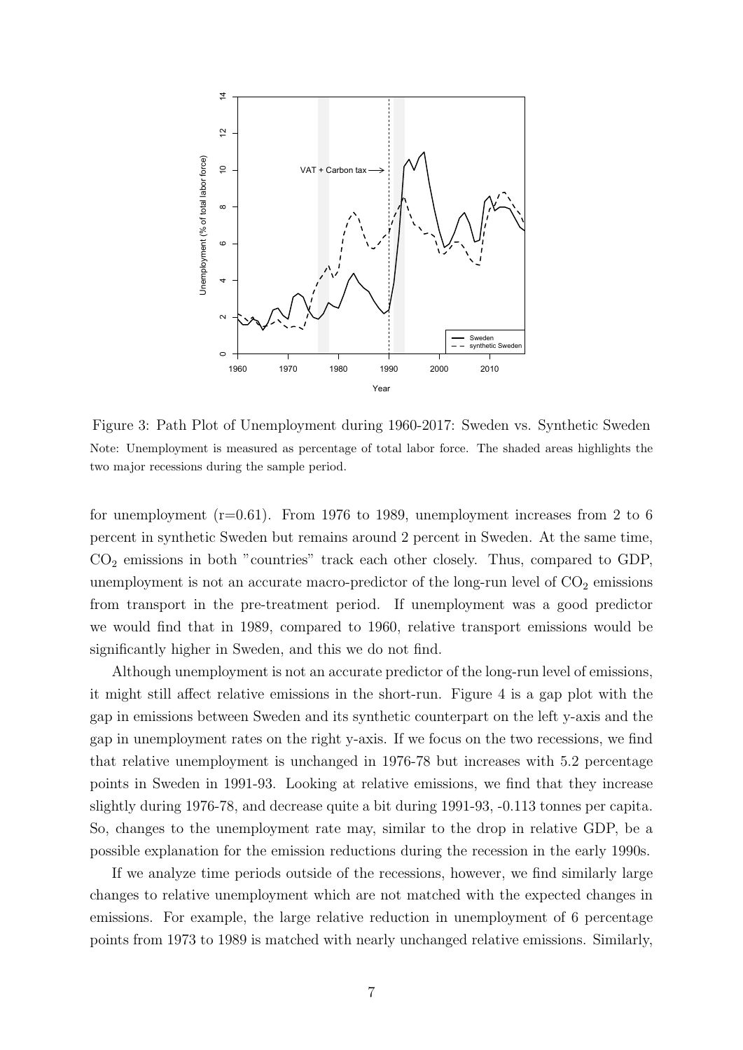Figure 3: Path Plot of Unemployment during 1960-2017: Sweden vs. Synthetic Sweden

Note: Unemployment is measured as percentage of total labor force. The shaded areas highlights the two major recessions during the sample period.

for unemployment (r=0.61). From 1976 to 1989, unemployment increases from 2 to 6 percent in synthetic Sweden but remains around 2 percent in Sweden. At the same time, $CO_2$ emissions in both "countries" track each other closely. Thus, compared to GDP, unemployment is not an accurate macro-predictor of the long-run level of $CO_2$ emissions from transport in the pre-treatment period. If unemployment was a good predictor we would find that in 1989, compared to 1960, relative transport emissions would be significantly higher in Sweden, and this we do not find.

Although unemployment is not an accurate predictor of the long-run level of emissions, it might still affect relative emissions in the short-run. Figure 4 is a gap plot with the gap in emissions between Sweden and its synthetic counterpart on the left y-axis and the gap in unemployment rates on the right y-axis. If we focus on the two recessions, we find that relative unemployment is unchanged in 1976-78 but increases with 5.2 percentage points in Sweden in 1991-93. Looking at relative emissions, we find that they increase slightly during 1976-78, and decrease quite a bit during 1991-93, -0.113 tonnes per capita. So, changes to the unemployment rate may, similar to the drop in relative GDP, be a possible explanation for the emission reductions during the recession in the early 1990s.

If we analyze time periods outside of the recessions, however, we find similarly large changes to relative unemployment which are not matched with the expected changes in emissions. For example, the large relative reduction in unemployment of 6 percentage points from 1973 to 1989 is matched with nearly unchanged relative emissions. Similarly,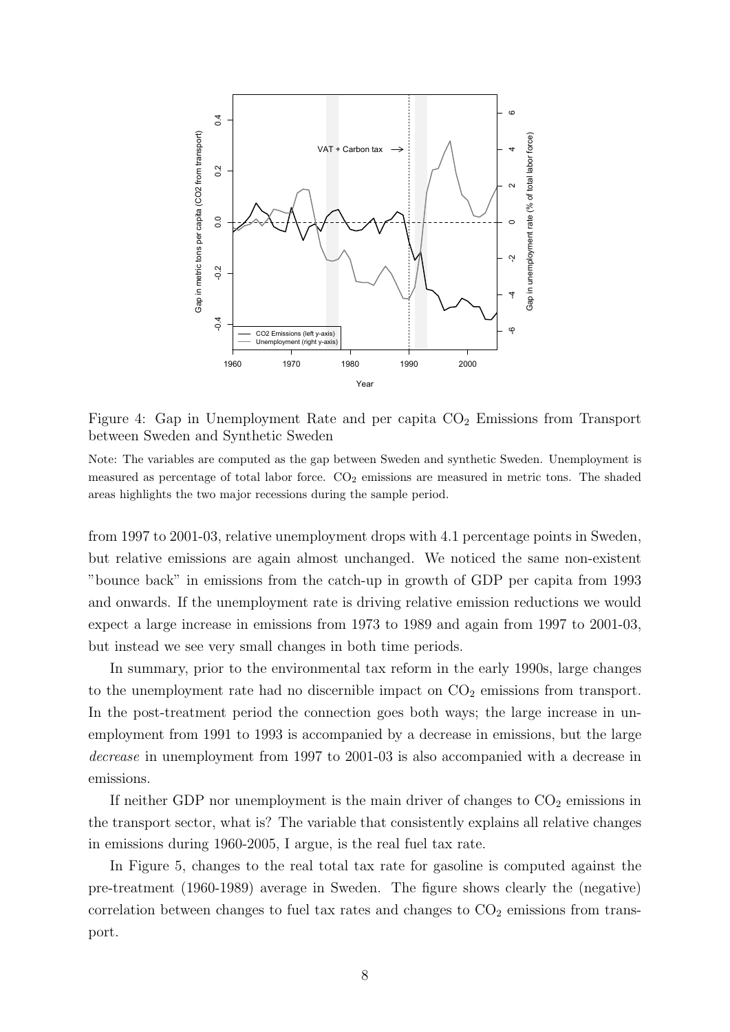Figure 4: Gap in Unemployment Rate and per capita $CO_2$ Emissions from Transport between Sweden and Synthetic Sweden

Note: The variables are computed as the gap between Sweden and synthetic Sweden. Unemployment is measured as percentage of total labor force. $CO_2$ emissions are measured in metric tons. The shaded areas highlights the two major recessions during the sample period.

from 1997 to 2001-03, relative unemployment drops with 4.1 percentage points in Sweden, but relative emissions are again almost unchanged. We noticed the same non-existent "bounce back" in emissions from the catch-up in growth of GDP per capita from 1993 and onwards. If the unemployment rate is driving relative emission reductions we would expect a large increase in emissions from 1973 to 1989 and again from 1997 to 2001-03, but instead we see very small changes in both time periods.

In summary, prior to the environmental tax reform in the early 1990s, large changes to the unemployment rate had no discernible impact on $CO_2$ emissions from transport. In the post-treatment period the connection goes both ways; the large increase in unemployment from 1991 to 1993 is accompanied by a decrease in emissions, but the large *decrease* in unemployment from 1997 to 2001-03 is also accompanied with a decrease in emissions.

If neither GDP nor unemployment is the main driver of changes to $CO_2$ emissions in the transport sector, what is? The variable that consistently explains all relative changes in emissions during 1960-2005, I argue, is the real fuel tax rate.

In Figure 5, changes to the real total tax rate for gasoline is computed against the pre-treatment (1960-1989) average in Sweden. The figure shows clearly the (negative) correlation between changes to fuel tax rates and changes to $CO_2$ emissions from transport.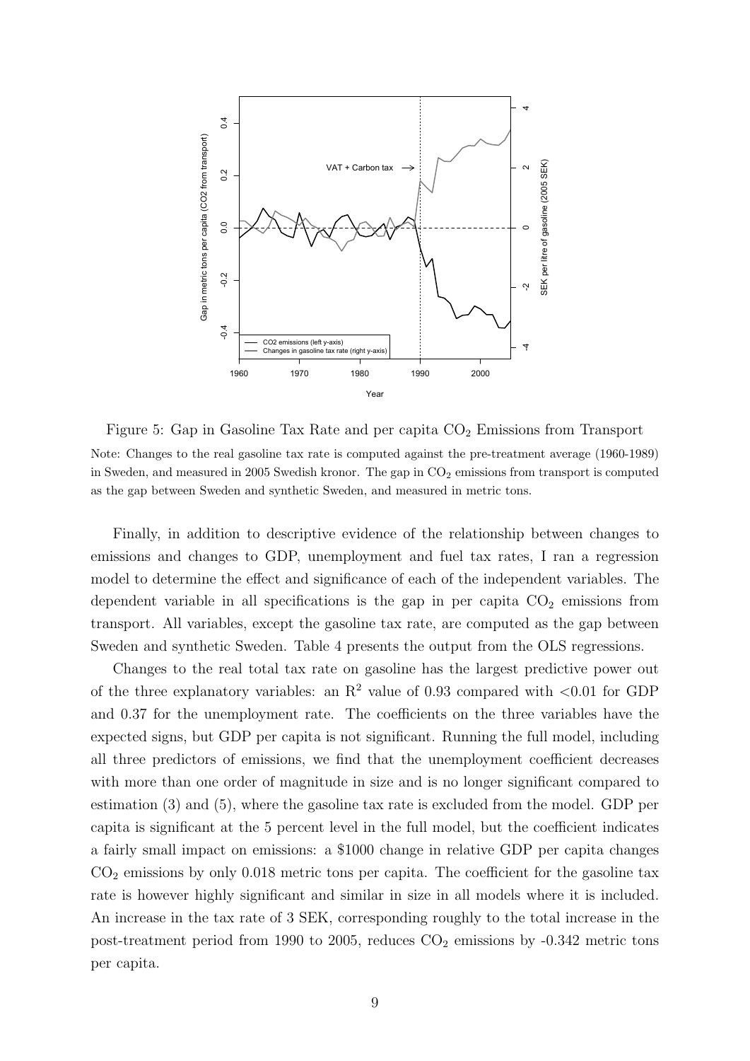Figure 5: Gap in Gasoline Tax Rate and per capita $CO_2$ Emissions from Transport

Note: Changes to the real gasoline tax rate is computed against the pre-treatment average (1960-1989) in Sweden, and measured in 2005 Swedish kronor. The gap in $CO_2$ emissions from transport is computed as the gap between Sweden and synthetic Sweden, and measured in metric tons.

Finally, in addition to descriptive evidence of the relationship between changes to emissions and changes to GDP, unemployment and fuel tax rates, I ran a regression model to determine the effect and significance of each of the independent variables. The dependent variable in all specifications is the gap in per capita $CO_2$ emissions from transport. All variables, except the gasoline tax rate, are computed as the gap between Sweden and synthetic Sweden. Table 4 presents the output from the OLS regressions.

Changes to the real total tax rate on gasoline has the largest predictive power out of the three explanatory variables: an $R^2$ value of 0.93 compared with <0.01 for GDP and 0.37 for the unemployment rate. The coefficients on the three variables have the expected signs, but GDP per capita is not significant. Running the full model, including all three predictors of emissions, we find that the unemployment coefficient decreases with more than one order of magnitude in size and is no longer significant compared to estimation (3) and (5), where the gasoline tax rate is excluded from the model. GDP per capita is significant at the 5 percent level in the full model, but the coefficient indicates a fairly small impact on emissions: a \$1000 change in relative GDP per capita changes $CO_2$ emissions by only 0.018 metric tons per capita. The coefficient for the gasoline tax rate is however highly significant and similar in size in all models where it is included. An increase in the tax rate of 3 SEK, corresponding roughly to the total increase in the post-treatment period from 1990 to 2005, reduces $CO_2$ emissions by -0.342 metric tons per capita.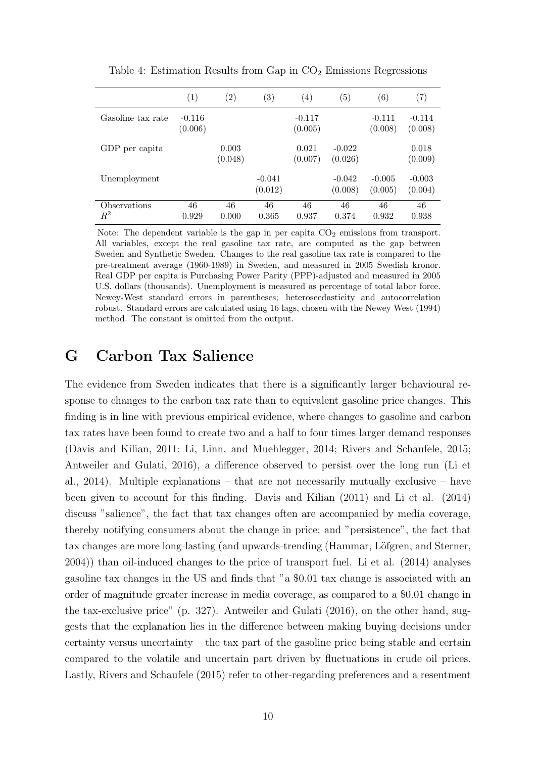Table 4: Estimation Results from Gap in $CO_2$ Emissions Regressions

| | (1) | (2) | (3) | (4) | (5) | (6) | (7) |
|---|---|---|---|---|---|---|---|
| Gasoline tax rate | -0.116 | | | -0.117 | | -0.111 | -0.114 |
| | (0.006) | | | (0.005) | | (0.008) | (0.008) |
| GDP per capita | | 0.003 | | 0.021 | -0.022 | | 0.018 |
| | | (0.048) | | (0.007) | (0.026) | | (0.009) |
| Unemployment | | | -0.041 | | -0.042 | -0.005 | -0.003 |
| | | | (0.012) | | (0.008) | (0.005) | (0.004) |
| Observations | 46 | 46 | 46 | 46 | 46 | 46 | 46 |
| $R^2$ | 0.929 | 0.000 | 0.365 | 0.937 | 0.374 | 0.932 | 0.938 |

Note: The dependent variable is the gap in per capita $CO_2$ emissions from transport. All variables, except the real gasoline tax rate, are computed as the gap between Sweden and Synthetic Sweden. Changes to the real gasoline tax rate is compared to the pre-treatment average (1960-1989) in Sweden, and measured in 2005 Swedish kronor. Real GDP per capita is Purchasing Power Parity (PPP)-adjusted and measured in 2005 U.S. dollars (thousands). Unemployment is measured as percentage of total labor force. Newey-West standard errors in parentheses; heteroscedasticity and autocorrelation robust. Standard errors are calculated using 16 lags, chosen with the Newey West (1994) method. The constant is omitted from the output.

# G Carbon Tax Salience

The evidence from Sweden indicates that there is a significantly larger behavioural response to changes to the carbon tax rate than to equivalent gasoline price changes. This finding is in line with previous empirical evidence, where changes to gasoline and carbon tax rates have been found to create two and a half to four times larger demand responses (Davis and Kilian, 2011; Li, Linn, and Muehlegger, 2014; Rivers and Schaufele, 2015; Antweiler and Gulati, 2016), a difference observed to persist over the long run (Li et al., 2014). Multiple explanations – that are not necessarily mutually exclusive – have been given to account for this finding. Davis and Kilian (2011) and Li et al. (2014) discuss "salience", the fact that tax changes often are accompanied by media coverage, thereby notifying consumers about the change in price; and "persistence", the fact that tax changes are more long-lasting (and upwards-trending (Hammar, Löfgren, and Sterner, 2004)) than oil-induced changes to the price of transport fuel. Li et al. (2014) analyses gasoline tax changes in the US and finds that "a \$0.01 tax change is associated with an order of magnitude greater increase in media coverage, as compared to a \$0.01 change in the tax-exclusive price" (p. 327). Antweiler and Gulati (2016), on the other hand, suggests that the explanation lies in the difference between making buying decisions under certainty versus uncertainty – the tax part of the gasoline price being stable and certain compared to the volatile and uncertain part driven by fluctuations in crude oil prices. Lastly, Rivers and Schaufele (2015) refer to other-regarding preferences and a resentment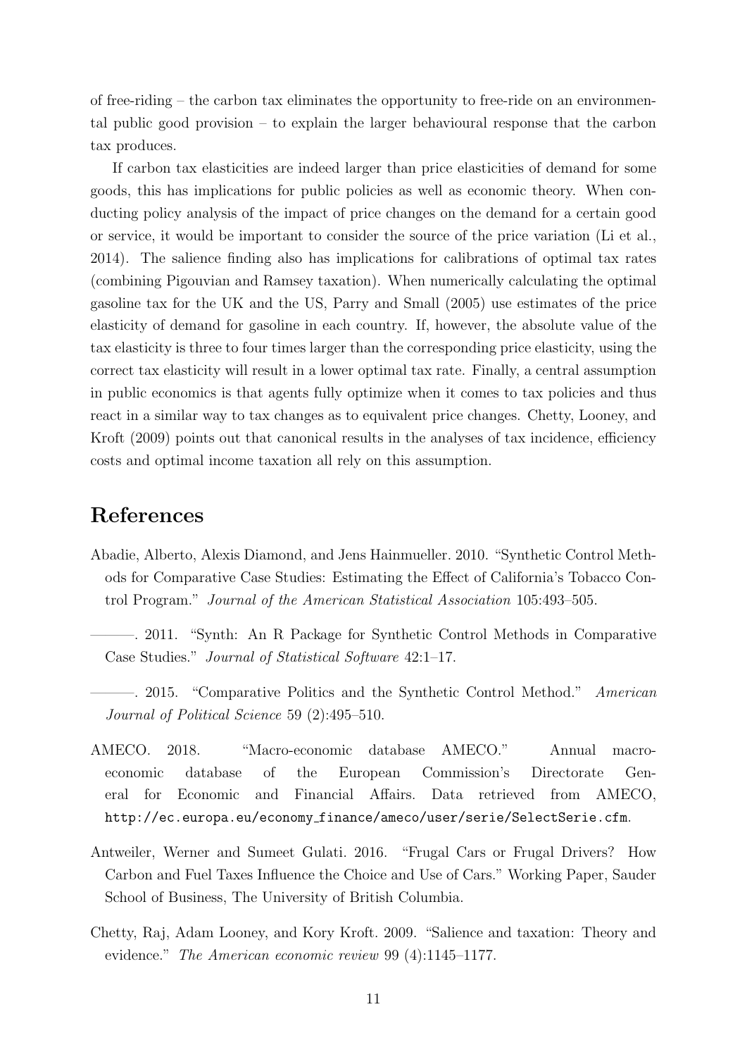of free-riding – the carbon tax eliminates the opportunity to free-ride on an environmental public good provision – to explain the larger behavioural response that the carbon tax produces.

If carbon tax elasticities are indeed larger than price elasticities of demand for some goods, this has implications for public policies as well as economic theory. When conducting policy analysis of the impact of price changes on the demand for a certain good or service, it would be important to consider the source of the price variation (Li et al., 2014). The salience finding also has implications for calibrations of optimal tax rates (combining Pigouvian and Ramsey taxation). When numerically calculating the optimal gasoline tax for the UK and the US, Parry and Small (2005) use estimates of the price elasticity of demand for gasoline in each country. If, however, the absolute value of the tax elasticity is three to four times larger than the corresponding price elasticity, using the correct tax elasticity will result in a lower optimal tax rate. Finally, a central assumption in public economics is that agents fully optimize when it comes to tax policies and thus react in a similar way to tax changes as to equivalent price changes. Chetty, Looney, and Kroft (2009) points out that canonical results in the analyses of tax incidence, efficiency costs and optimal income taxation all rely on this assumption.

# References

Abadie, Alberto, Alexis Diamond, and Jens Hainmueller. 2010. "Synthetic Control Methods for Comparative Case Studies: Estimating the Effect of California's Tobacco Control Program." *Journal of the American Statistical Association* 105:493–505.

———. 2011. "Synth: An R Package for Synthetic Control Methods in Comparative Case Studies." *Journal of Statistical Software* 42:1–17.

———. 2015. "Comparative Politics and the Synthetic Control Method." *American Journal of Political Science* 59 (2):495–510.

AMECO. 2018. "Macro-economic database AMECO." Annual macro-economic database of the European Commission's Directorate General for Economic and Financial Affairs. Data retrieved from AMECO, `http://ec.europa.eu/economy_finance/ameco/user/serie/SelectSerie.cfm`.

Antweiler, Werner and Sumeet Gulati. 2016. "Frugal Cars or Frugal Drivers? How Carbon and Fuel Taxes Influence the Choice and Use of Cars." Working Paper, Sauder School of Business, The University of British Columbia.

Chetty, Raj, Adam Looney, and Kory Kroft. 2009. "Salience and taxation: Theory and evidence." *The American economic review* 99 (4):1145–1177.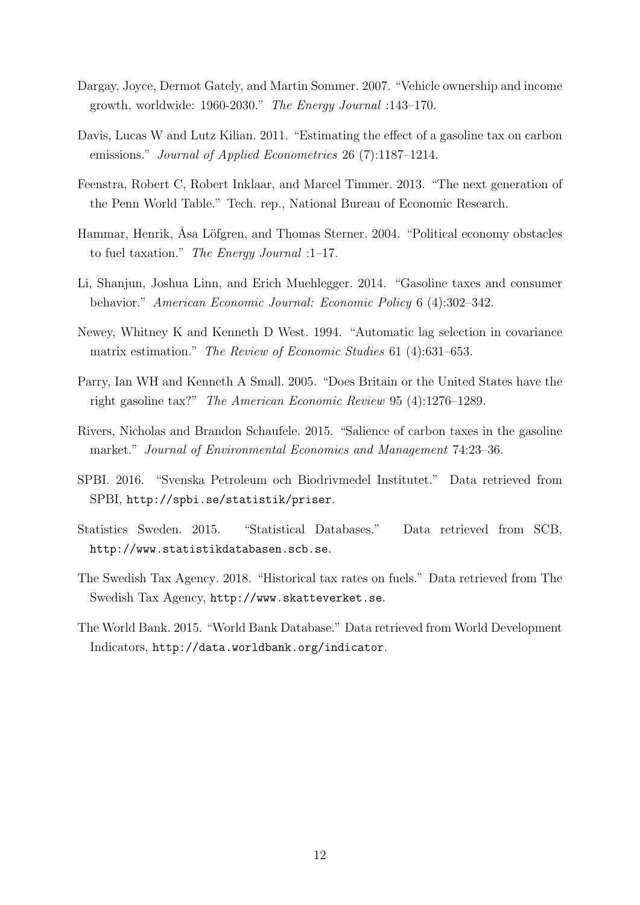Dargay, Joyce, Dermot Gately, and Martin Sommer. 2007. "Vehicle ownership and income growth, worldwide: 1960-2030." *The Energy Journal* :143–170.

Davis, Lucas W and Lutz Kilian. 2011. "Estimating the effect of a gasoline tax on carbon emissions." *Journal of Applied Econometrics* 26 (7):1187–1214.

Feenstra, Robert C, Robert Inklaar, and Marcel Timmer. 2013. "The next generation of the Penn World Table." Tech. rep., National Bureau of Economic Research.

Hammar, Henrik, Åsa Löfgren, and Thomas Sterner. 2004. "Political economy obstacles to fuel taxation." *The Energy Journal* :1–17.

Li, Shanjun, Joshua Linn, and Erich Muehlegger. 2014. "Gasoline taxes and consumer behavior." *American Economic Journal: Economic Policy* 6 (4):302–342.

Newey, Whitney K and Kenneth D West. 1994. "Automatic lag selection in covariance matrix estimation." *The Review of Economic Studies* 61 (4):631–653.

Parry, Ian WH and Kenneth A Small. 2005. "Does Britain or the United States have the right gasoline tax?" *The American Economic Review* 95 (4):1276–1289.

Rivers, Nicholas and Brandon Schaufele. 2015. "Salience of carbon taxes in the gasoline market." *Journal of Environmental Economics and Management* 74:23–36.

SPBI. 2016. "Svenska Petroleum och Biodrivmedel Institutet." Data retrieved from SPBI, `http://spbi.se/statistik/priser`.

Statistics Sweden. 2015. "Statistical Databases." Data retrieved from SCB, `http://www.statistikdatabasen.scb.se`.

The Swedish Tax Agency. 2018. "Historical tax rates on fuels." Data retrieved from The Swedish Tax Agency, `http://www.skatteverket.se`.

The World Bank. 2015. "World Bank Database." Data retrieved from World Development Indicators, `http://data.worldbank.org/indicator`.